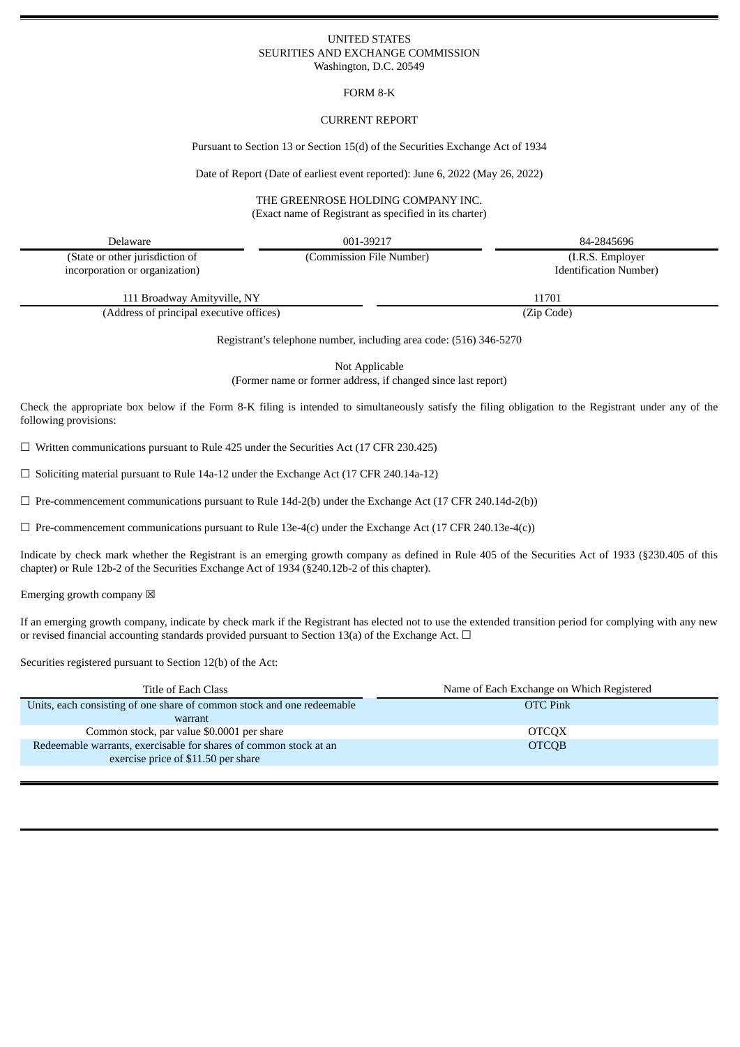UNITED STATES
SEURITIES AND EXCHANGE COMMISSION
Washington, D.C. 20549

FORM 8-K

CURRENT REPORT

Pursuant to Section 13 or Section 15(d) of the Securities Exchange Act of 1934

Date of Report (Date of earliest event reported): June 6, 2022 (May 26, 2022)

THE GREENROSE HOLDING COMPANY INC.
(Exact name of Registrant as specified in its charter)

| Delaware | 001-39217 | 84-2845696 |
|---|---|---|
| (State or other jurisdiction of incorporation or organization) | (Commission File Number) | (I.R.S. Employer Identification Number) |

| 111 Broadway Amityville, NY | 11701 |
|---|---|
| (Address of principal executive offices) | (Zip Code) |

Registrant's telephone number, including area code: (516) 346-5270

Not Applicable
(Former name or former address, if changed since last report)

Check the appropriate box below if the Form 8-K filing is intended to simultaneously satisfy the filing obligation to the Registrant under any of the following provisions:

☐ Written communications pursuant to Rule 425 under the Securities Act (17 CFR 230.425)

☐ Soliciting material pursuant to Rule 14a-12 under the Exchange Act (17 CFR 240.14a-12)

☐ Pre-commencement communications pursuant to Rule 14d-2(b) under the Exchange Act (17 CFR 240.14d-2(b))

☐ Pre-commencement communications pursuant to Rule 13e-4(c) under the Exchange Act (17 CFR 240.13e-4(c))

Indicate by check mark whether the Registrant is an emerging growth company as defined in Rule 405 of the Securities Act of 1933 (§230.405 of this chapter) or Rule 12b-2 of the Securities Exchange Act of 1934 (§240.12b-2 of this chapter).

Emerging growth company ☒

If an emerging growth company, indicate by check mark if the Registrant has elected not to use the extended transition period for complying with any new or revised financial accounting standards provided pursuant to Section 13(a) of the Exchange Act. ☐

Securities registered pursuant to Section 12(b) of the Act:

| Title of Each Class | Name of Each Exchange on Which Registered |
|---|---|
| Units, each consisting of one share of common stock and one redeemable warrant | OTC Pink |
| Common stock, par value $0.0001 per share | OTCQX |
| Redeemable warrants, exercisable for shares of common stock at an exercise price of $11.50 per share | OTCQB |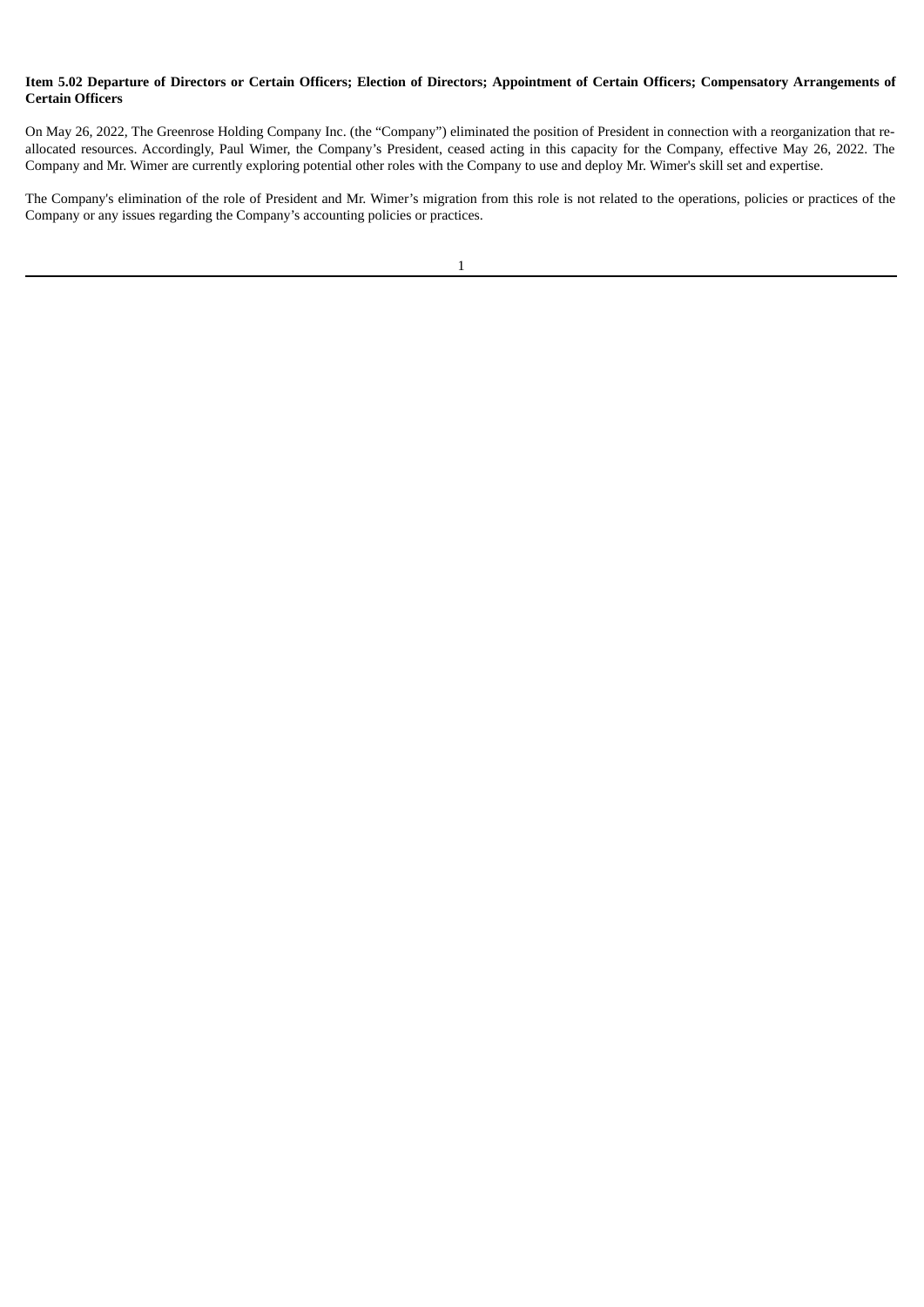**Item 5.02 Departure of Directors or Certain Officers; Election of Directors; Appointment of Certain Officers; Compensatory Arrangements of Certain Officers**

On May 26, 2022, The Greenrose Holding Company Inc. (the "Company") eliminated the position of President in connection with a reorganization that re-allocated resources. Accordingly, Paul Wimer, the Company's President, ceased acting in this capacity for the Company, effective May 26, 2022. The Company and Mr. Wimer are currently exploring potential other roles with the Company to use and deploy Mr. Wimer's skill set and expertise.

The Company's elimination of the role of President and Mr. Wimer's migration from this role is not related to the operations, policies or practices of the Company or any issues regarding the Company's accounting policies or practices.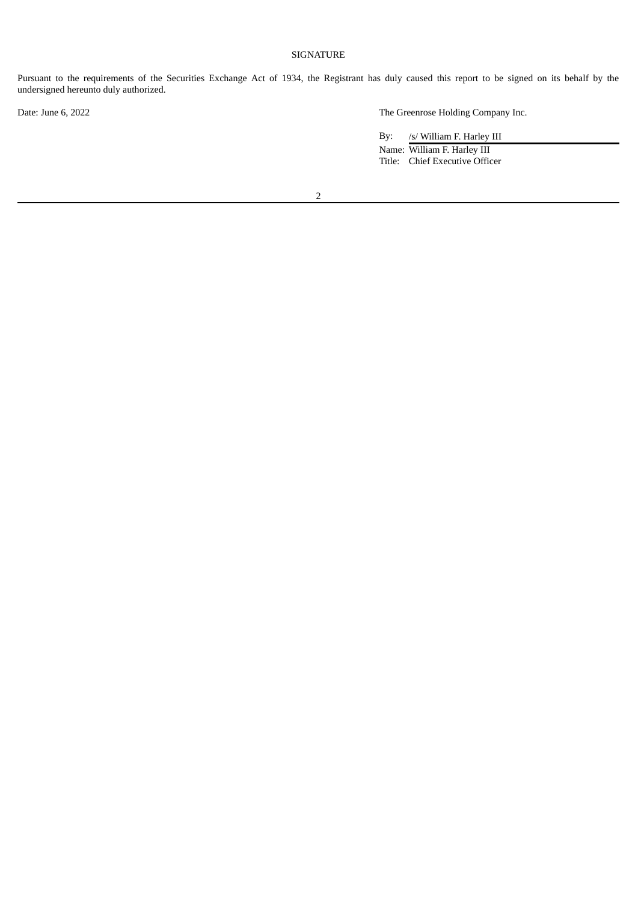SIGNATURE

Pursuant to the requirements of the Securities Exchange Act of 1934, the Registrant has duly caused this report to be signed on its behalf by the undersigned hereunto duly authorized.

Date: June 6, 2022

The Greenrose Holding Company Inc.

By: /s/ William F. Harley III
Name: William F. Harley III
Title: Chief Executive Officer